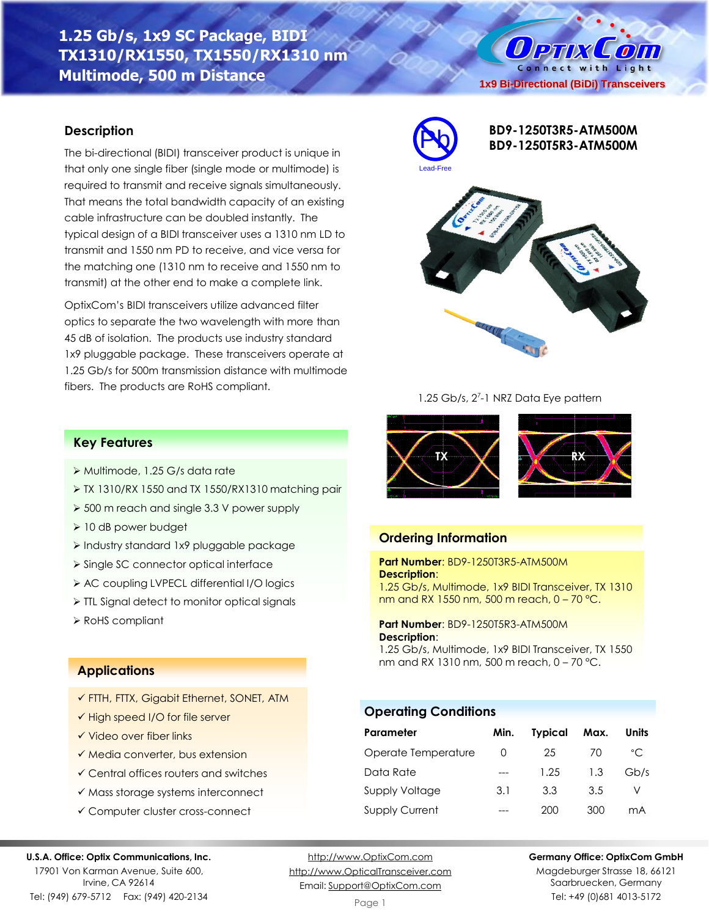# 1.25 Gb/s, 1x9 SC Package, BIDI TX1310/RX1550, TX1550/RX1310 nm Multimode, 500 m Distance

OptixCom — Connect with Light

1x9 Bi-Directional (BiDi) Transceivers

**BD9-1250T3R5-ATM500M**
**BD9-1250T5R3-ATM500M**

Lead-Free

## Description

The bi-directional (BIDI) transceiver product is unique in that only one single fiber (single mode or multimode) is required to transmit and receive signals simultaneously. That means the total bandwidth capacity of an existing cable infrastructure can be doubled instantly. The typical design of a BIDI transceiver uses a 1310 nm LD to transmit and 1550 nm PD to receive, and vice versa for the matching one (1310 nm to receive and 1550 nm to transmit) at the other end to make a complete link.

OptixCom's BIDI transceivers utilize advanced filter optics to separate the two wavelength with more than 45 dB of isolation. The products use industry standard 1x9 pluggable package. These transceivers operate at 1.25 Gb/s for 500m transmission distance with multimode fibers. The products are RoHS compliant.

1.25 Gb/s, $2^7$-1 NRZ Data Eye pattern

TX RX

## Key Features

- Multimode, 1.25 G/s data rate
- TX 1310/RX 1550 and TX 1550/RX1310 matching pair
- 500 m reach and single 3.3 V power supply
- 10 dB power budget
- Industry standard 1x9 pluggable package
- Single SC connector optical interface
- AC coupling LVPECL differential I/O logics
- TTL Signal detect to monitor optical signals
- RoHS compliant

## Applications

- ✓ FTTH, FTTX, Gigabit Ethernet, SONET, ATM
- ✓ High speed I/O for file server
- ✓ Video over fiber links
- ✓ Media converter, bus extension
- ✓ Central offices routers and switches
- ✓ Mass storage systems interconnect
- ✓ Computer cluster cross-connect

## Ordering Information

**Part Number**: BD9-1250T3R5-ATM500M
**Description**:
1.25 Gb/s, Multimode, 1x9 BIDI Transceiver, TX 1310 nm and RX 1550 nm, 500 m reach, 0 – 70 °C.

**Part Number**: BD9-1250T5R3-ATM500M
**Description**:
1.25 Gb/s, Multimode, 1x9 BIDI Transceiver, TX 1550 nm and RX 1310 nm, 500 m reach, 0 – 70 °C.

## Operating Conditions

| Parameter | Min. | Typical | Max. | Units |
|---|---|---|---|---|
| Operate Temperature | 0 | 25 | 70 | °C |
| Data Rate | --- | 1.25 | 1.3 | Gb/s |
| Supply Voltage | 3.1 | 3.3 | 3.5 | V |
| Supply Current | --- | 200 | 300 | mA |

**U.S.A. Office: Optix Communications, Inc.**
17901 Von Karman Avenue, Suite 600,
Irvine, CA 92614
Tel: (949) 679-5712 Fax: (949) 420-2134

http://www.OptixCom.com
http://www.OpticalTransceiver.com
Email: Support@OptixCom.com

**Germany Office: OptixCom GmbH**
Magdeburger Strasse 18, 66121
Saarbruecken, Germany
Tel: +49 (0)681 4013-5172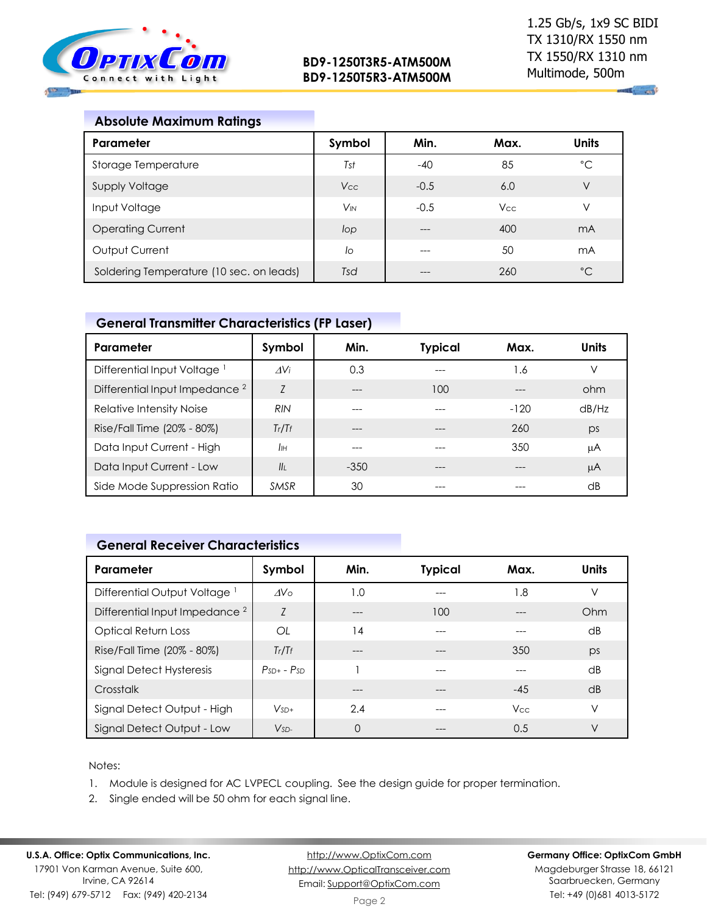## Absolute Maximum Ratings

| Parameter | Symbol | Min. | Max. | Units |
|---|---|---|---|---|
| Storage Temperature | $T_{st}$ | -40 | 85 | °C |
| Supply Voltage | $V_{CC}$ | -0.5 | 6.0 | V |
| Input Voltage | $V_{IN}$ | -0.5 | $V_{CC}$ | V |
| Operating Current | $I_{op}$ | --- | 400 | mA |
| Output Current | $I_o$ | --- | 50 | mA |
| Soldering Temperature (10 sec. on leads) | $T_{sd}$ | --- | 260 | °C |

## General Transmitter Characteristics (FP Laser)

| Parameter | Symbol | Min. | Typical | Max. | Units |
|---|---|---|---|---|---|
| Differential Input Voltage [1] | $\Delta V_i$ | 0.3 | --- | 1.6 | V |
| Differential Input Impedance [2] | $Z$ | --- | 100 | --- | ohm |
| Relative Intensity Noise | $RIN$ | --- | --- | -120 | dB/Hz |
| Rise/Fall Time (20% - 80%) | $T_r/T_f$ | --- | --- | 260 | ps |
| Data Input Current - High | $I_{IH}$ | --- | --- | 350 | µA |
| Data Input Current - Low | $I_{IL}$ | -350 | --- | --- | µA |
| Side Mode Suppression Ratio | $SMSR$ | 30 | --- | --- | dB |

## General Receiver Characteristics

| Parameter | Symbol | Min. | Typical | Max. | Units |
|---|---|---|---|---|---|
| Differential Output Voltage [1] | $\Delta V_o$ | 1.0 | --- | 1.8 | V |
| Differential Input Impedance [2] | $Z$ | --- | 100 | --- | Ohm |
| Optical Return Loss | $OL$ | 14 | --- | --- | dB |
| Rise/Fall Time (20% - 80%) | $T_r/T_f$ | --- | --- | 350 | ps |
| Signal Detect Hysteresis | $P_{SD+} - P_{SD}$ | 1 | --- | --- | dB |
| Crosstalk | | --- | --- | -45 | dB |
| Signal Detect Output - High | $V_{SD+}$ | 2.4 | --- | $V_{CC}$ | V |
| Signal Detect Output - Low | $V_{SD-}$ | 0 | --- | 0.5 | V |

Notes:

1. Module is designed for AC LVPECL coupling. See the design guide for proper termination.
2. Single ended will be 50 ohm for each signal line.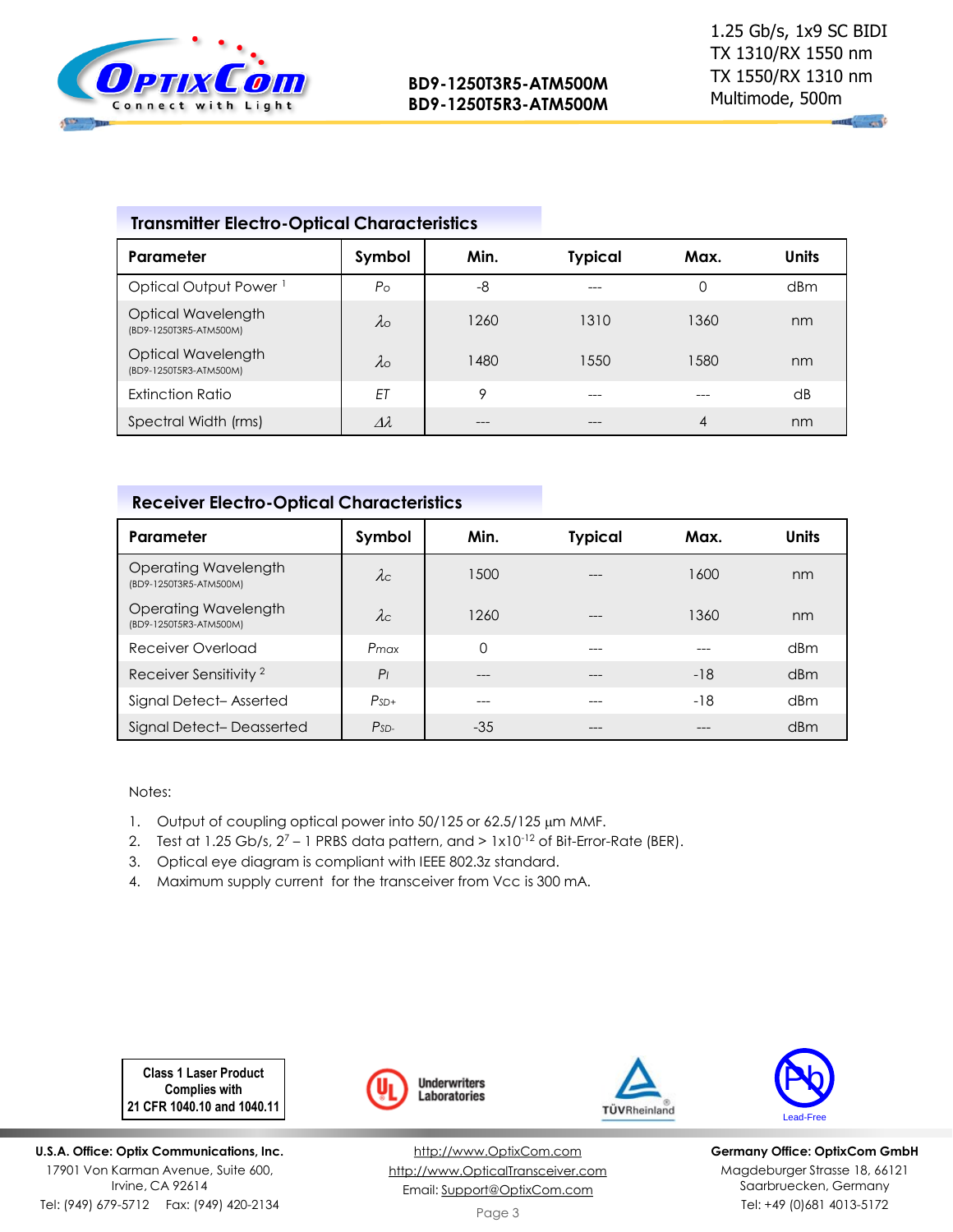## Transmitter Electro-Optical Characteristics

| Parameter | Symbol | Min. | Typical | Max. | Units |
|---|---|---|---|---|---|
| Optical Output Power [1] | $P_O$ | -8 | --- | 0 | dBm |
| Optical Wavelength (BD9-1250T3R5-ATM500M) | $\lambda_O$ | 1260 | 1310 | 1360 | nm |
| Optical Wavelength (BD9-1250T5R3-ATM500M) | $\lambda_O$ | 1480 | 1550 | 1580 | nm |
| Extinction Ratio | $ET$ | 9 | --- | --- | dB |
| Spectral Width (rms) | $\Delta\lambda$ | --- | --- | 4 | nm |

## Receiver Electro-Optical Characteristics

| Parameter | Symbol | Min. | Typical | Max. | Units |
|---|---|---|---|---|---|
| Operating Wavelength (BD9-1250T3R5-ATM500M) | $\lambda_C$ | 1500 | --- | 1600 | nm |
| Operating Wavelength (BD9-1250T5R3-ATM500M) | $\lambda_C$ | 1260 | --- | 1360 | nm |
| Receiver Overload | $P_{max}$ | 0 | --- | --- | dBm |
| Receiver Sensitivity [2] | $P_I$ | --- | --- | -18 | dBm |
| Signal Detect– Asserted | $P_{SD+}$ | --- | --- | -18 | dBm |
| Signal Detect– Deasserted | $P_{SD-}$ | -35 | --- | --- | dBm |

Notes:

1. Output of coupling optical power into 50/125 or 62.5/125 μm MMF.
2. Test at 1.25 Gb/s, $2^7 - 1$ PRBS data pattern, and > $1\times10^{-12}$ of Bit-Error-Rate (BER).
3. Optical eye diagram is compliant with IEEE 802.3z standard.
4. Maximum supply current for the transceiver from Vcc is 300 mA.

Class 1 Laser Product
Complies with
21 CFR 1040.10 and 1040.11

Underwriters Laboratories

TÜVRheinland

Lead-Free

**U.S.A. Office: Optix Communications, Inc.**
17901 Von Karman Avenue, Suite 600,
Irvine, CA 92614
Tel: (949) 679-5712 Fax: (949) 420-2134

http://www.OptixCom.com
http://www.OpticalTransceiver.com
Email: Support@OptixCom.com

**Germany Office: OptixCom GmbH**
Magdeburger Strasse 18, 66121
Saarbruecken, Germany
Tel: +49 (0)681 4013-5172